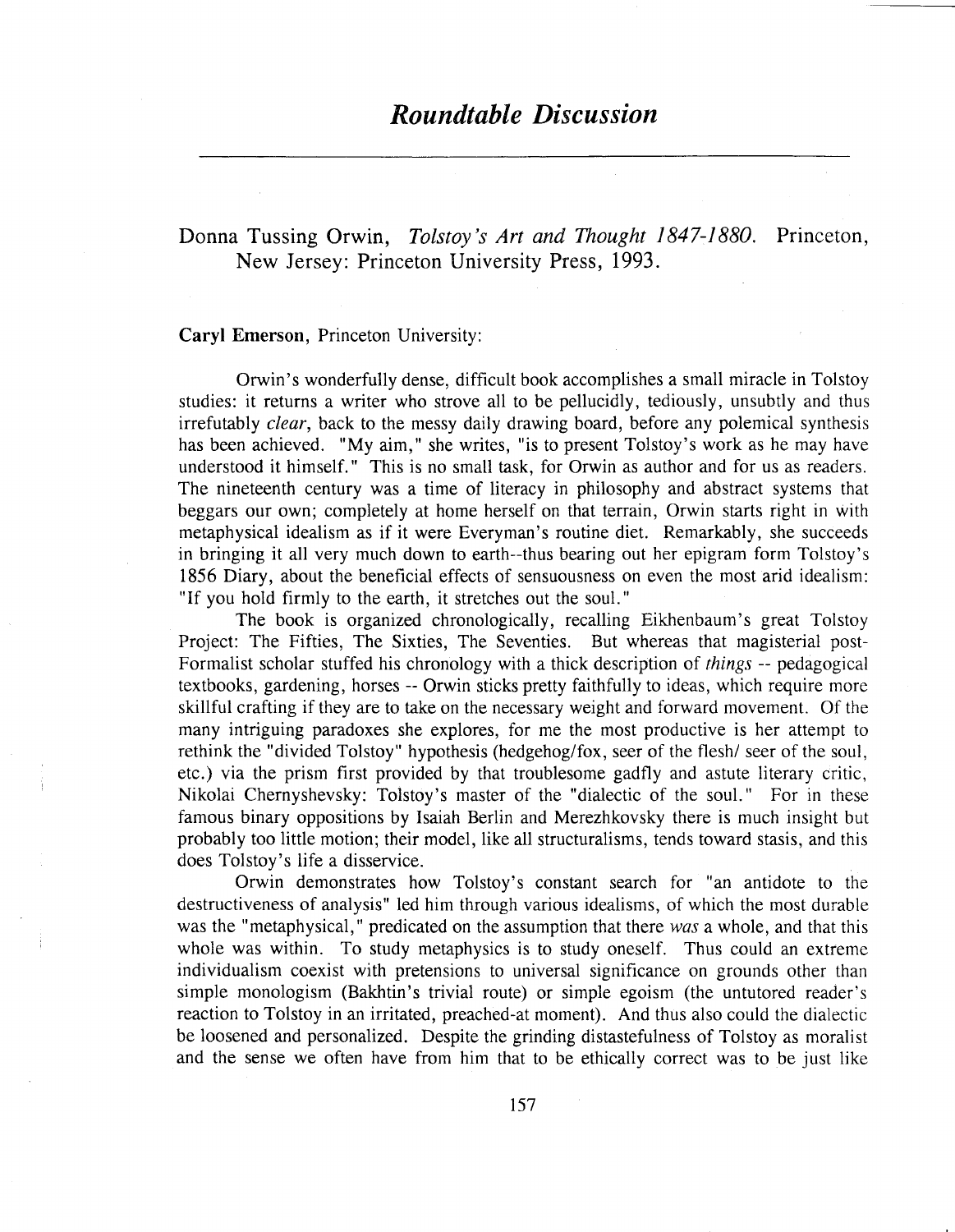# *Roundtable Discussion*

Donna Tussing Orwin, *Tolstoy's Art and Thought 1847-1880.* Princeton, New Jersey: Princeton University Press, 1993.

**Caryl Emerson**, Princeton University:

Orwin's wonderfully dense, difficult book accomplishes a small miracle in Tolstoy studies: it returns a writer who strove all to be pellucidly, tediously, unsubtly and thus irrefutably *clear*, back to the messy daily drawing board, before any polemical synthesis has been achieved. "My aim," she writes, "is to present Tolstoy's work as he may have understood it himself." This is no small task, for Orwin as author and for us as readers. The nineteenth century was a time of literacy in philosophy and abstract systems that beggars our own; completely at home herself on that terrain, Orwin starts right in with metaphysical idealism as if it were Everyman's routine diet. Remarkably, she succeeds in bringing it all very much down to earth--thus bearing out her epigram form Tolstoy's 1856 Diary, about the beneficial effects of sensuousness on even the most arid idealism: "If you hold firmly to the earth, it stretches out the soul."

The book is organized chronologically, recalling Eikhenbaum's great Tolstoy Project: The Fifties, The Sixties, The Seventies. But whereas that magisterial post-Formalist scholar stuffed his chronology with a thick description of *things* -- pedagogical textbooks, gardening, horses -- Orwin sticks pretty faithfully to ideas, which require more skillful crafting if they are to take on the necessary weight and forward movement. Of the many intriguing paradoxes she explores, for me the most productive is her attempt to rethink the "divided Tolstoy" hypothesis (hedgehog/fox, seer of the flesh/ seer of the soul, etc.) via the prism first provided by that troublesome gadfly and astute literary critic, Nikolai Chernyshevsky: Tolstoy's master of the "dialectic of the soul." For in these famous binary oppositions by Isaiah Berlin and Merezhkovsky there is much insight but probably too little motion; their model, like all structuralisms, tends toward stasis, and this does Tolstoy's life a disservice.

Orwin demonstrates how Tolstoy's constant search for "an antidote to the destructiveness of analysis" led him through various idealisms, of which the most durable was the "metaphysical," predicated on the assumption that there *was* a whole, and that this whole was within. To study metaphysics is to study oneself. Thus could an extreme individualism coexist with pretensions to universal significance on grounds other than simple monologism (Bakhtin's trivial route) or simple egoism (the untutored reader's reaction to Tolstoy in an irritated, preached-at moment). And thus also could the dialectic be loosened and personalized. Despite the grinding distastefulness of Tolstoy as moralist and the sense we often have from him that to be ethically correct was to be just like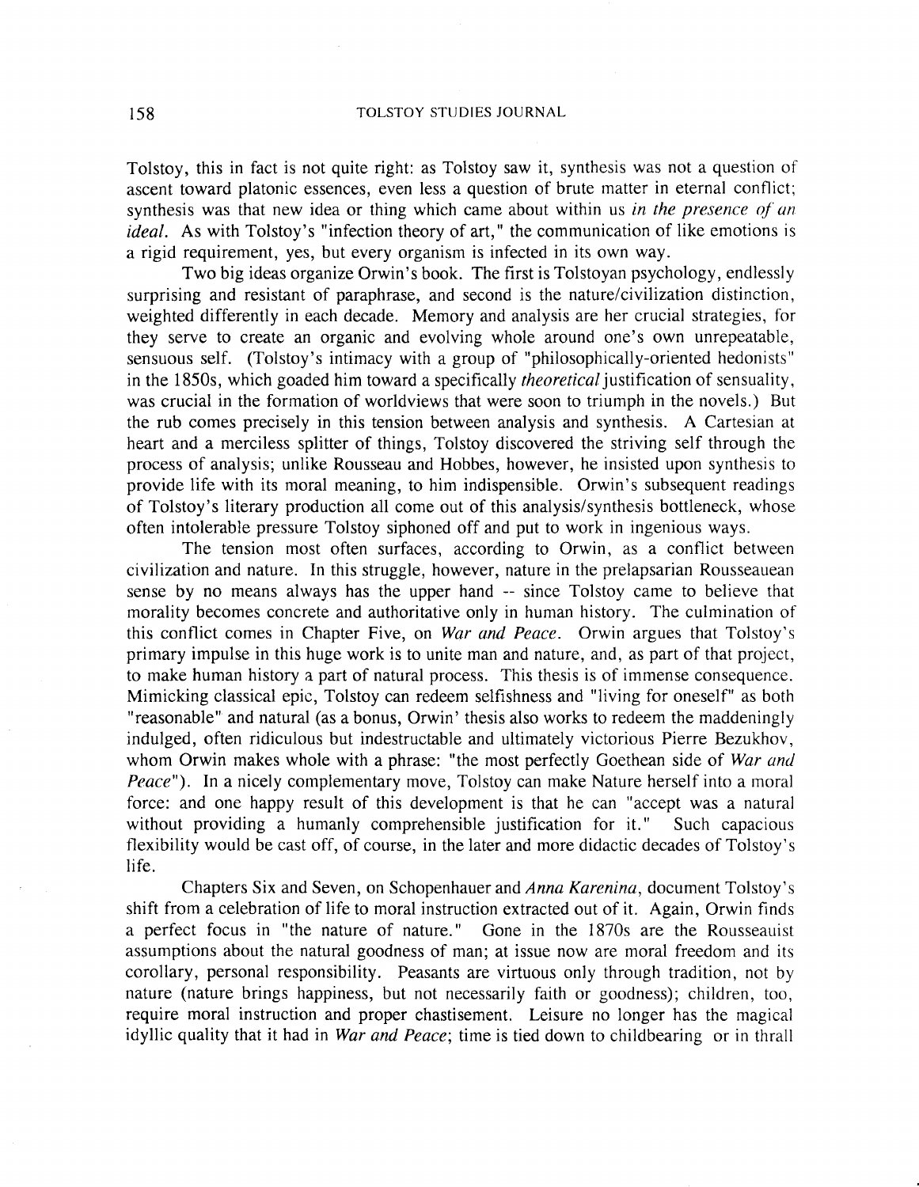Tolstoy, this in fact is not quite right: as Tolstoy saw it, synthesis was not a question of ascent toward platonic essences, even less a question of brute matter in eternal conflict; synthesis was that new idea or thing which came about within us *in the presence of an ideal*. As with Tolstoy's "infection theory of art," the communication of like emotions is a rigid requirement, yes, but every organism is infected in its own way.

Two big ideas organize Orwin's book. The first is Tolstoyan psychology, endlessly surprising and resistant of paraphrase, and second is the nature/civilization distinction, weighted differently in each decade. Memory and analysis are her crucial strategies, for they serve to create an organic and evolving whole around one's own unrepeatable, sensuous self. (Tolstoy's intimacy with a group of "philosophically-oriented hedonists" in the 1850s, which goaded him toward a specifically *theoretical* justification of sensuality, was crucial in the formation of worldviews that were soon to triumph in the novels.) But the rub comes precisely in this tension between analysis and synthesis. A Cartesian at heart and a merciless splitter of things, Tolstoy discovered the striving self through the process of analysis; unlike Rousseau and Hobbes, however, he insisted upon synthesis to provide life with its moral meaning, to him indispensible. Orwin's subsequent readings of Tolstoy's literary production all come out of this analysis/synthesis bottleneck, whose often intolerable pressure Tolstoy siphoned off and put to work in ingenious ways.

The tension most often surfaces, according to Orwin, as a conflict between civilization and nature. In this struggle, however, nature in the prelapsarian Rousseauean sense by no means always has the upper hand -- since Tolstoy came to believe that morality becomes concrete and authoritative only in human history. The culmination of this conflict comes in Chapter Five, on *War and Peace*. Orwin argues that Tolstoy's primary impulse in this huge work is to unite man and nature, and, as part of that project, to make human history a part of natural process. This thesis is of immense consequence. Mimicking classical epic, Tolstoy can redeem selfishness and "living for oneself" as both "reasonable" and natural (as a bonus, Orwin' thesis also works to redeem the maddeningly indulged, often ridiculous but indestructable and ultimately victorious Pierre Bezukhov, whom Orwin makes whole with a phrase: "the most perfectly Goethean side of *War and Peace*"). In a nicely complementary move, Tolstoy can make Nature herself into a moral force: and one happy result of this development is that he can "accept was a natural without providing a humanly comprehensible justification for it." Such capacious flexibility would be cast off, of course, in the later and more didactic decades of Tolstoy's life.

Chapters Six and Seven, on Schopenhauer and *Anna Karenina*, document Tolstoy's shift from a celebration of life to moral instruction extracted out of it. Again, Orwin finds a perfect focus in "the nature of nature." Gone in the 1870s are the Rousseauist assumptions about the natural goodness of man; at issue now are moral freedom and its corollary, personal responsibility. Peasants are virtuous only through tradition, not by nature (nature brings happiness, but not necessarily faith or goodness); children, too, require moral instruction and proper chastisement. Leisure no longer has the magical idyllic quality that it had in *War and Peace*; time is tied down to childbearing or in thrall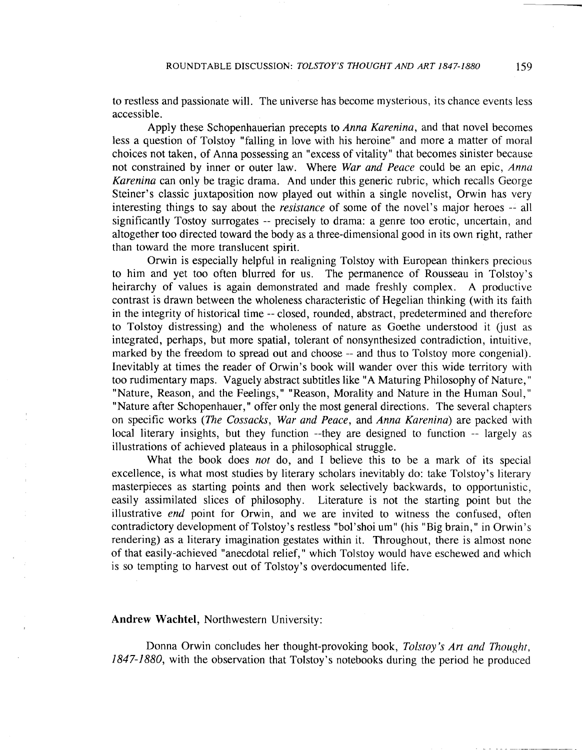to restless and passionate will. The universe has become mysterious, its chance events less accessible.

Apply these Schopenhauerian precepts to *Anna Karenina*, and that novel becomes less a question of Tolstoy "falling in love with his heroine" and more a matter of moral choices not taken, of Anna possessing an "excess of vitality" that becomes sinister because not constrained by inner or outer law. Where *War and Peace* could be an epic, *Anna Karenina* can only be tragic drama. And under this generic rubric, which recalls George Steiner's classic juxtaposition now played out within a single novelist, Orwin has very interesting things to say about the *resistance* of some of the novel's major heroes -- all significantly Tostoy surrogates -- precisely to drama: a genre too erotic, uncertain, and altogether too directed toward the body as a three-dimensional good in its own right, rather than toward the more translucent spirit.

Orwin is especially helpful in realigning Tolstoy with European thinkers precious to him and yet too often blurred for us. The permanence of Rousseau in Tolstoy's heirarchy of values is again demonstrated and made freshly complex. A productive contrast is drawn between the wholeness characteristic of Hegelian thinking (with its faith in the integrity of historical time -- closed, rounded, abstract, predetermined and therefore to Tolstoy distressing) and the wholeness of nature as Goethe understood it (just as integrated, perhaps, but more spatial, tolerant of nonsynthesized contradiction, intuitive, marked by the freedom to spread out and choose -- and thus to Tolstoy more congenial). Inevitably at times the reader of Orwin's book will wander over this wide territory with too rudimentary maps. Vaguely abstract subtitles like "A Maturing Philosophy of Nature," "Nature, Reason, and the Feelings," "Reason, Morality and Nature in the Human Soul," "Nature after Schopenhauer," offer only the most general directions. The several chapters on specific works (*The Cossacks*, *War and Peace*, and *Anna Karenina*) are packed with local literary insights, but they function --they are designed to function -- largely as illustrations of achieved plateaus in a philosophical struggle.

What the book does *not* do, and I believe this to be a mark of its special excellence, is what most studies by literary scholars inevitably do: take Tolstoy's literary masterpieces as starting points and then work selectively backwards, to opportunistic, easily assimilated slices of philosophy. Literature is not the starting point but the illustrative *end* point for Orwin, and we are invited to witness the confused, often contradictory development of Tolstoy's restless "bol'shoi um" (his "Big brain," in Orwin's rendering) as a literary imagination gestates within it. Throughout, there is almost none of that easily-achieved "anecdotal relief," which Tolstoy would have eschewed and which is so tempting to harvest out of Tolstoy's overdocumented life.

**Andrew Wachtel**, Northwestern University:

Donna Orwin concludes her thought-provoking book, *Tolstoy's Art and Thought, 1847-1880*, with the observation that Tolstoy's notebooks during the period he produced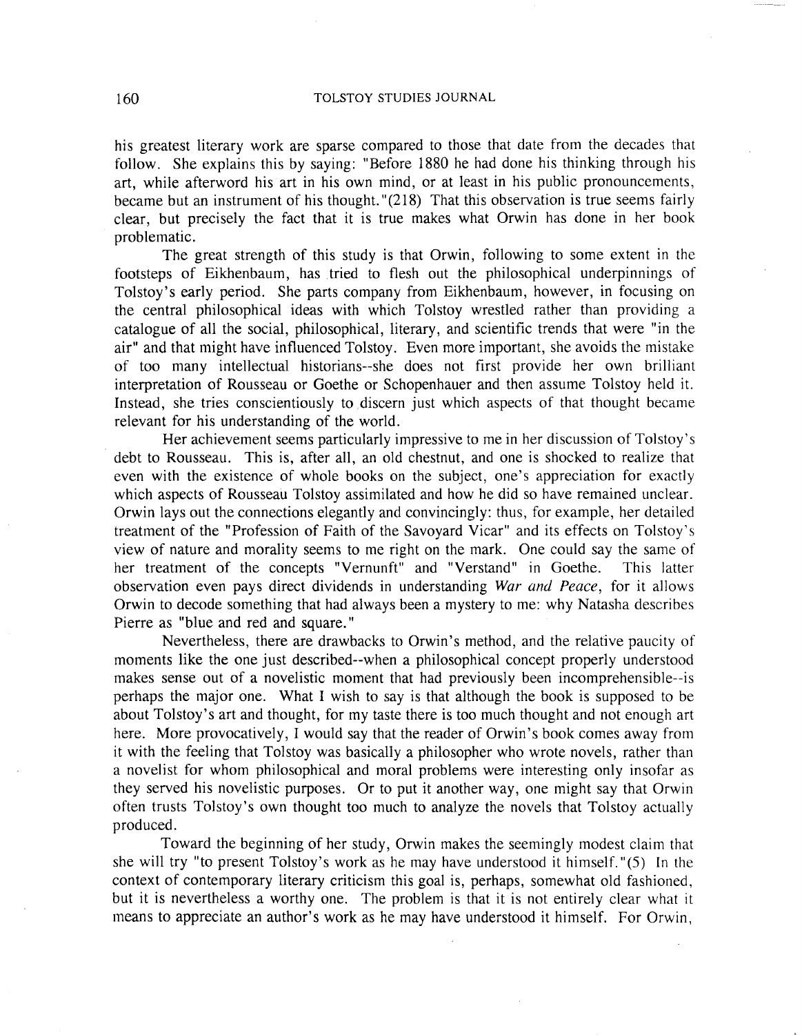his greatest literary work are sparse compared to those that date from the decades that follow. She explains this by saying: "Before 1880 he had done his thinking through his art, while afterword his art in his own mind, or at least in his public pronouncements, became but an instrument of his thought."(218) That this observation is true seems fairly clear, but precisely the fact that it is true makes what Orwin has done in her book problematic.

The great strength of this study is that Orwin, following to some extent in the footsteps of Eikhenbaum, has tried to flesh out the philosophical underpinnings of Tolstoy's early period. She parts company from Eikhenbaum, however, in focusing on the central philosophical ideas with which Tolstoy wrestled rather than providing a catalogue of all the social, philosophical, literary, and scientific trends that were "in the air" and that might have influenced Tolstoy. Even more important, she avoids the mistake of too many intellectual historians--she does not first provide her own brilliant interpretation of Rousseau or Goethe or Schopenhauer and then assume Tolstoy held it. Instead, she tries conscientiously to discern just which aspects of that thought became relevant for his understanding of the world.

Her achievement seems particularly impressive to me in her discussion of Tolstoy's debt to Rousseau. This is, after all, an old chestnut, and one is shocked to realize that even with the existence of whole books on the subject, one's appreciation for exactly which aspects of Rousseau Tolstoy assimilated and how he did so have remained unclear. Orwin lays out the connections elegantly and convincingly: thus, for example, her detailed treatment of the "Profession of Faith of the Savoyard Vicar" and its effects on Tolstoy's view of nature and morality seems to me right on the mark. One could say the same of her treatment of the concepts "Vernunft" and "Verstand" in Goethe. This latter observation even pays direct dividends in understanding *War and Peace*, for it allows Orwin to decode something that had always been a mystery to me: why Natasha describes Pierre as "blue and red and square."

Nevertheless, there are drawbacks to Orwin's method, and the relative paucity of moments like the one just described--when a philosophical concept properly understood makes sense out of a novelistic moment that had previously been incomprehensible--is perhaps the major one. What I wish to say is that although the book is supposed to be about Tolstoy's art and thought, for my taste there is too much thought and not enough art here. More provocatively, I would say that the reader of Orwin's book comes away from it with the feeling that Tolstoy was basically a philosopher who wrote novels, rather than a novelist for whom philosophical and moral problems were interesting only insofar as they served his novelistic purposes. Or to put it another way, one might say that Orwin often trusts Tolstoy's own thought too much to analyze the novels that Tolstoy actually produced.

Toward the beginning of her study, Orwin makes the seemingly modest claim that she will try "to present Tolstoy's work as he may have understood it himself."(5) In the context of contemporary literary criticism this goal is, perhaps, somewhat old fashioned, but it is nevertheless a worthy one. The problem is that it is not entirely clear what it means to appreciate an author's work as he may have understood it himself. For Orwin,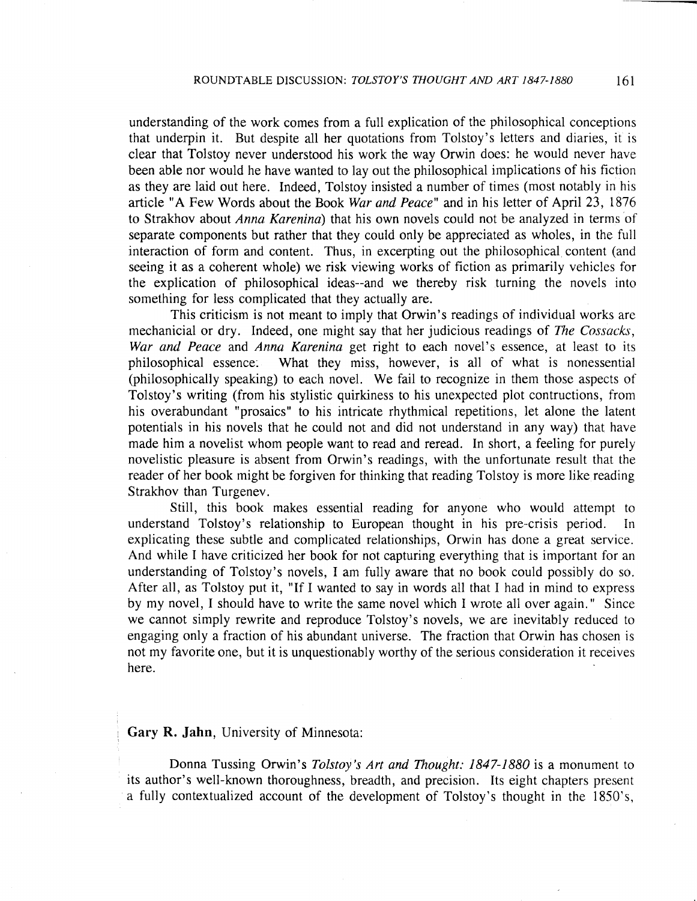understanding of the work comes from a full explication of the philosophical conceptions that underpin it. But despite all her quotations from Tolstoy's letters and diaries, it is clear that Tolstoy never understood his work the way Orwin does: he would never have been able nor would he have wanted to lay out the philosophical implications of his fiction as they are laid out here. Indeed, Tolstoy insisted a number of times (most notably in his article "A Few Words about the Book *War and Peace*" and in his letter of April 23, 1876 to Strakhov about *Anna Karenina*) that his own novels could not be analyzed in terms of separate components but rather that they could only be appreciated as wholes, in the full interaction of form and content. Thus, in excerpting out the philosophical content (and seeing it as a coherent whole) we risk viewing works of fiction as primarily vehicles for the explication of philosophical ideas--and we thereby risk turning the novels into something for less complicated that they actually are.

This criticism is not meant to imply that Orwin's readings of individual works are mechanicial or dry. Indeed, one might say that her judicious readings of *The Cossacks*, *War and Peace* and *Anna Karenina* get right to each novel's essence, at least to its philosophical essence. What they miss, however, is all of what is nonessential (philosophically speaking) to each novel. We fail to recognize in them those aspects of Tolstoy's writing (from his stylistic quirkiness to his unexpected plot contructions, from his overabundant "prosaics" to his intricate rhythmical repetitions, let alone the latent potentials in his novels that he could not and did not understand in any way) that have made him a novelist whom people want to read and reread. In short, a feeling for purely novelistic pleasure is absent from Orwin's readings, with the unfortunate result that the reader of her book might be forgiven for thinking that reading Tolstoy is more like reading Strakhov than Turgenev.

Still, this book makes essential reading for anyone who would attempt to understand Tolstoy's relationship to European thought in his pre-crisis period. In explicating these subtle and complicated relationships, Orwin has done a great service. And while I have criticized her book for not capturing everything that is important for an understanding of Tolstoy's novels, I am fully aware that no book could possibly do so. After all, as Tolstoy put it, "If I wanted to say in words all that I had in mind to express by my novel, I should have to write the same novel which I wrote all over again." Since we cannot simply rewrite and reproduce Tolstoy's novels, we are inevitably reduced to engaging only a fraction of his abundant universe. The fraction that Orwin has chosen is not my favorite one, but it is unquestionably worthy of the serious consideration it receives here.

**Gary R. Jahn**, University of Minnesota:

Donna Tussing Orwin's *Tolstoy's Art and Thought: 1847-1880* is a monument to its author's well-known thoroughness, breadth, and precision. Its eight chapters present a fully contextualized account of the development of Tolstoy's thought in the 1850's,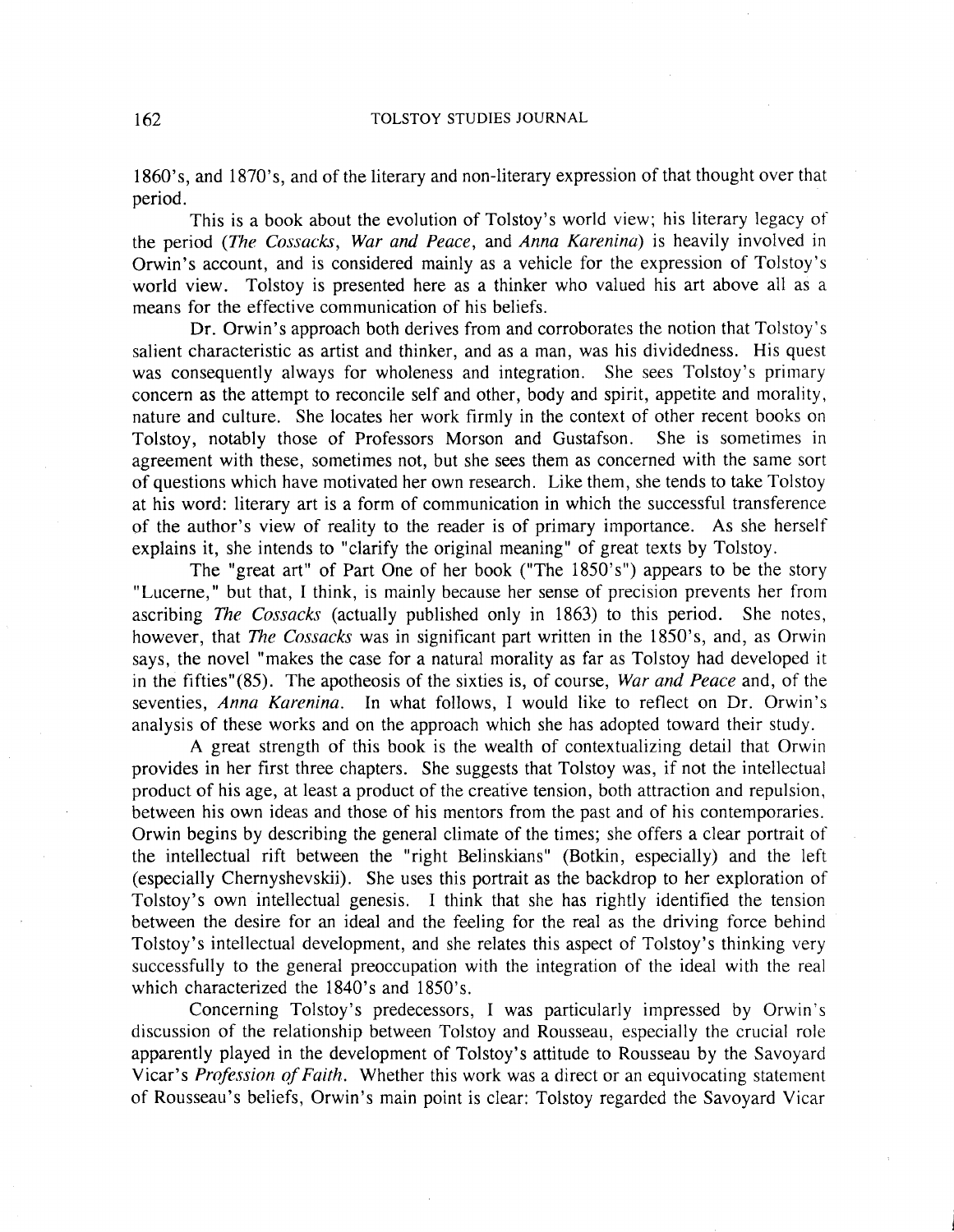1860's, and 1870's, and of the literary and non-literary expression of that thought over that period.

This is a book about the evolution of Tolstoy's world view; his literary legacy of the period (*The Cossacks*, *War and Peace*, and *Anna Karenina*) is heavily involved in Orwin's account, and is considered mainly as a vehicle for the expression of Tolstoy's world view. Tolstoy is presented here as a thinker who valued his art above all as a means for the effective communication of his beliefs.

Dr. Orwin's approach both derives from and corroborates the notion that Tolstoy's salient characteristic as artist and thinker, and as a man, was his dividedness. His quest was consequently always for wholeness and integration. She sees Tolstoy's primary concern as the attempt to reconcile self and other, body and spirit, appetite and morality, nature and culture. She locates her work firmly in the context of other recent books on Tolstoy, notably those of Professors Morson and Gustafson. She is sometimes in agreement with these, sometimes not, but she sees them as concerned with the same sort of questions which have motivated her own research. Like them, she tends to take Tolstoy at his word: literary art is a form of communication in which the successful transference of the author's view of reality to the reader is of primary importance. As she herself explains it, she intends to "clarify the original meaning" of great texts by Tolstoy.

The "great art" of Part One of her book ("The 1850's") appears to be the story "Lucerne," but that, I think, is mainly because her sense of precision prevents her from ascribing *The Cossacks* (actually published only in 1863) to this period. She notes, however, that *The Cossacks* was in significant part written in the 1850's, and, as Orwin says, the novel "makes the case for a natural morality as far as Tolstoy had developed it in the fifties"(85). The apotheosis of the sixties is, of course, *War and Peace* and, of the seventies, *Anna Karenina*. In what follows, I would like to reflect on Dr. Orwin's analysis of these works and on the approach which she has adopted toward their study.

A great strength of this book is the wealth of contextualizing detail that Orwin provides in her first three chapters. She suggests that Tolstoy was, if not the intellectual product of his age, at least a product of the creative tension, both attraction and repulsion, between his own ideas and those of his mentors from the past and of his contemporaries. Orwin begins by describing the general climate of the times; she offers a clear portrait of the intellectual rift between the "right Belinskians" (Botkin, especially) and the left (especially Chernyshevskii). She uses this portrait as the backdrop to her exploration of Tolstoy's own intellectual genesis. I think that she has rightly identified the tension between the desire for an ideal and the feeling for the real as the driving force behind Tolstoy's intellectual development, and she relates this aspect of Tolstoy's thinking very successfully to the general preoccupation with the integration of the ideal with the real which characterized the 1840's and 1850's.

Concerning Tolstoy's predecessors, I was particularly impressed by Orwin's discussion of the relationship between Tolstoy and Rousseau, especially the crucial role apparently played in the development of Tolstoy's attitude to Rousseau by the Savoyard Vicar's *Profession of Faith*. Whether this work was a direct or an equivocating statement of Rousseau's beliefs, Orwin's main point is clear: Tolstoy regarded the Savoyard Vicar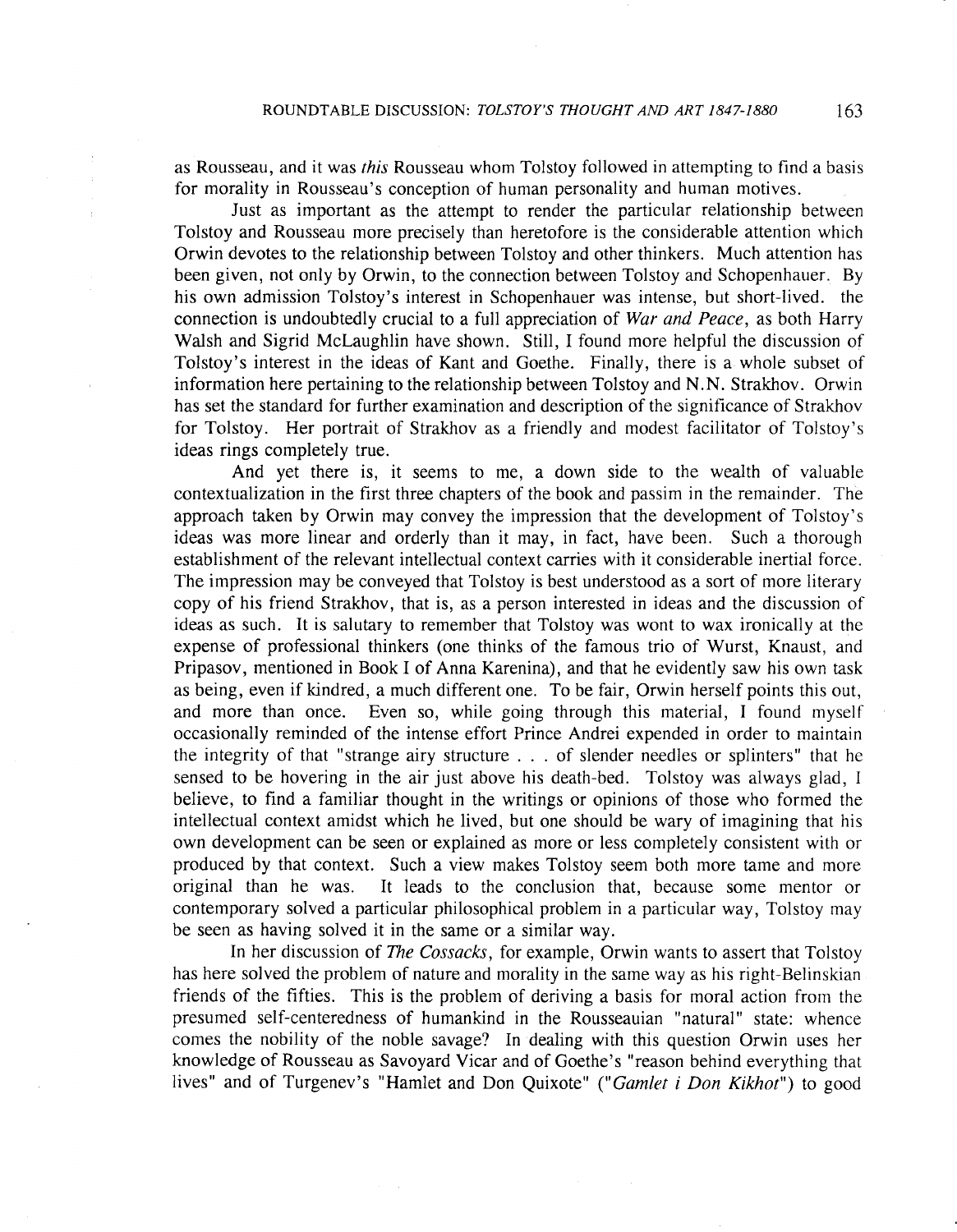as Rousseau, and it was *this* Rousseau whom Tolstoy followed in attempting to find a basis for morality in Rousseau's conception of human personality and human motives.

Just as important as the attempt to render the particular relationship between Tolstoy and Rousseau more precisely than heretofore is the considerable attention which Orwin devotes to the relationship between Tolstoy and other thinkers. Much attention has been given, not only by Orwin, to the connection between Tolstoy and Schopenhauer. By his own admission Tolstoy's interest in Schopenhauer was intense, but short-lived. the connection is undoubtedly crucial to a full appreciation of *War and Peace*, as both Harry Walsh and Sigrid McLaughlin have shown. Still, I found more helpful the discussion of Tolstoy's interest in the ideas of Kant and Goethe. Finally, there is a whole subset of information here pertaining to the relationship between Tolstoy and N.N. Strakhov. Orwin has set the standard for further examination and description of the significance of Strakhov for Tolstoy. Her portrait of Strakhov as a friendly and modest facilitator of Tolstoy's ideas rings completely true.

And yet there is, it seems to me, a down side to the wealth of valuable contextualization in the first three chapters of the book and passim in the remainder. The approach taken by Orwin may convey the impression that the development of Tolstoy's ideas was more linear and orderly than it may, in fact, have been. Such a thorough establishment of the relevant intellectual context carries with it considerable inertial force. The impression may be conveyed that Tolstoy is best understood as a sort of more literary copy of his friend Strakhov, that is, as a person interested in ideas and the discussion of ideas as such. It is salutary to remember that Tolstoy was wont to wax ironically at the expense of professional thinkers (one thinks of the famous trio of Wurst, Knaust, and Pripasov, mentioned in Book I of Anna Karenina), and that he evidently saw his own task as being, even if kindred, a much different one. To be fair, Orwin herself points this out, and more than once. Even so, while going through this material, I found myself occasionally reminded of the intense effort Prince Andrei expended in order to maintain the integrity of that "strange airy structure . . . of slender needles or splinters" that he sensed to be hovering in the air just above his death-bed. Tolstoy was always glad, I believe, to find a familiar thought in the writings or opinions of those who formed the intellectual context amidst which he lived, but one should be wary of imagining that his own development can be seen or explained as more or less completely consistent with or produced by that context. Such a view makes Tolstoy seem both more tame and more original than he was. It leads to the conclusion that, because some mentor or contemporary solved a particular philosophical problem in a particular way, Tolstoy may be seen as having solved it in the same or a similar way.

In her discussion of *The Cossacks*, for example, Orwin wants to assert that Tolstoy has here solved the problem of nature and morality in the same way as his right-Belinskian friends of the fifties. This is the problem of deriving a basis for moral action from the presumed self-centeredness of humankind in the Rousseauian "natural" state: whence comes the nobility of the noble savage? In dealing with this question Orwin uses her knowledge of Rousseau as Savoyard Vicar and of Goethe's "reason behind everything that lives" and of Turgenev's "Hamlet and Don Quixote" ("*Gamlet i Don Kikhot*") to good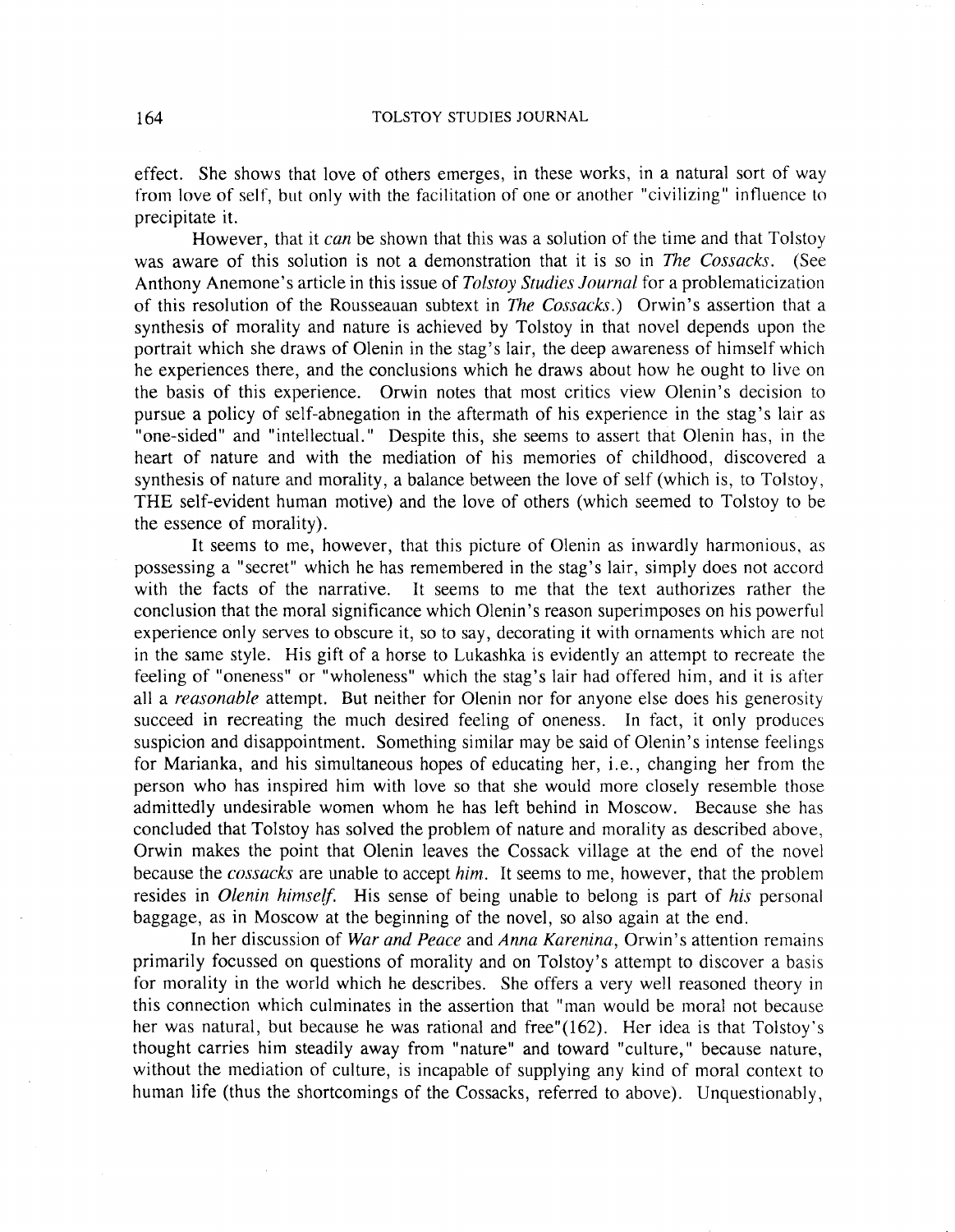effect. She shows that love of others emerges, in these works, in a natural sort of way from love of self, but only with the facilitation of one or another "civilizing" influence to precipitate it.

However, that it *can* be shown that this was a solution of the time and that Tolstoy was aware of this solution is not a demonstration that it is so in *The Cossacks*. (See Anthony Anemone's article in this issue of *Tolstoy Studies Journal* for a problematicization of this resolution of the Rousseauan subtext in *The Cossacks*.) Orwin's assertion that a synthesis of morality and nature is achieved by Tolstoy in that novel depends upon the portrait which she draws of Olenin in the stag's lair, the deep awareness of himself which he experiences there, and the conclusions which he draws about how he ought to live on the basis of this experience. Orwin notes that most critics view Olenin's decision to pursue a policy of self-abnegation in the aftermath of his experience in the stag's lair as "one-sided" and "intellectual." Despite this, she seems to assert that Olenin has, in the heart of nature and with the mediation of his memories of childhood, discovered a synthesis of nature and morality, a balance between the love of self (which is, to Tolstoy, THE self-evident human motive) and the love of others (which seemed to Tolstoy to be the essence of morality).

It seems to me, however, that this picture of Olenin as inwardly harmonious, as possessing a "secret" which he has remembered in the stag's lair, simply does not accord with the facts of the narrative. It seems to me that the text authorizes rather the conclusion that the moral significance which Olenin's reason superimposes on his powerful experience only serves to obscure it, so to say, decorating it with ornaments which are not in the same style. His gift of a horse to Lukashka is evidently an attempt to recreate the feeling of "oneness" or "wholeness" which the stag's lair had offered him, and it is after all a *reasonable* attempt. But neither for Olenin nor for anyone else does his generosity succeed in recreating the much desired feeling of oneness. In fact, it only produces suspicion and disappointment. Something similar may be said of Olenin's intense feelings for Marianka, and his simultaneous hopes of educating her, i.e., changing her from the person who has inspired him with love so that she would more closely resemble those admittedly undesirable women whom he has left behind in Moscow. Because she has concluded that Tolstoy has solved the problem of nature and morality as described above, Orwin makes the point that Olenin leaves the Cossack village at the end of the novel because the *cossacks* are unable to accept *him*. It seems to me, however, that the problem resides in *Olenin himself*. His sense of being unable to belong is part of *his* personal baggage, as in Moscow at the beginning of the novel, so also again at the end.

In her discussion of *War and Peace* and *Anna Karenina*, Orwin's attention remains primarily focussed on questions of morality and on Tolstoy's attempt to discover a basis for morality in the world which he describes. She offers a very well reasoned theory in this connection which culminates in the assertion that "man would be moral not because her was natural, but because he was rational and free"(162). Her idea is that Tolstoy's thought carries him steadily away from "nature" and toward "culture," because nature, without the mediation of culture, is incapable of supplying any kind of moral context to human life (thus the shortcomings of the Cossacks, referred to above). Unquestionably,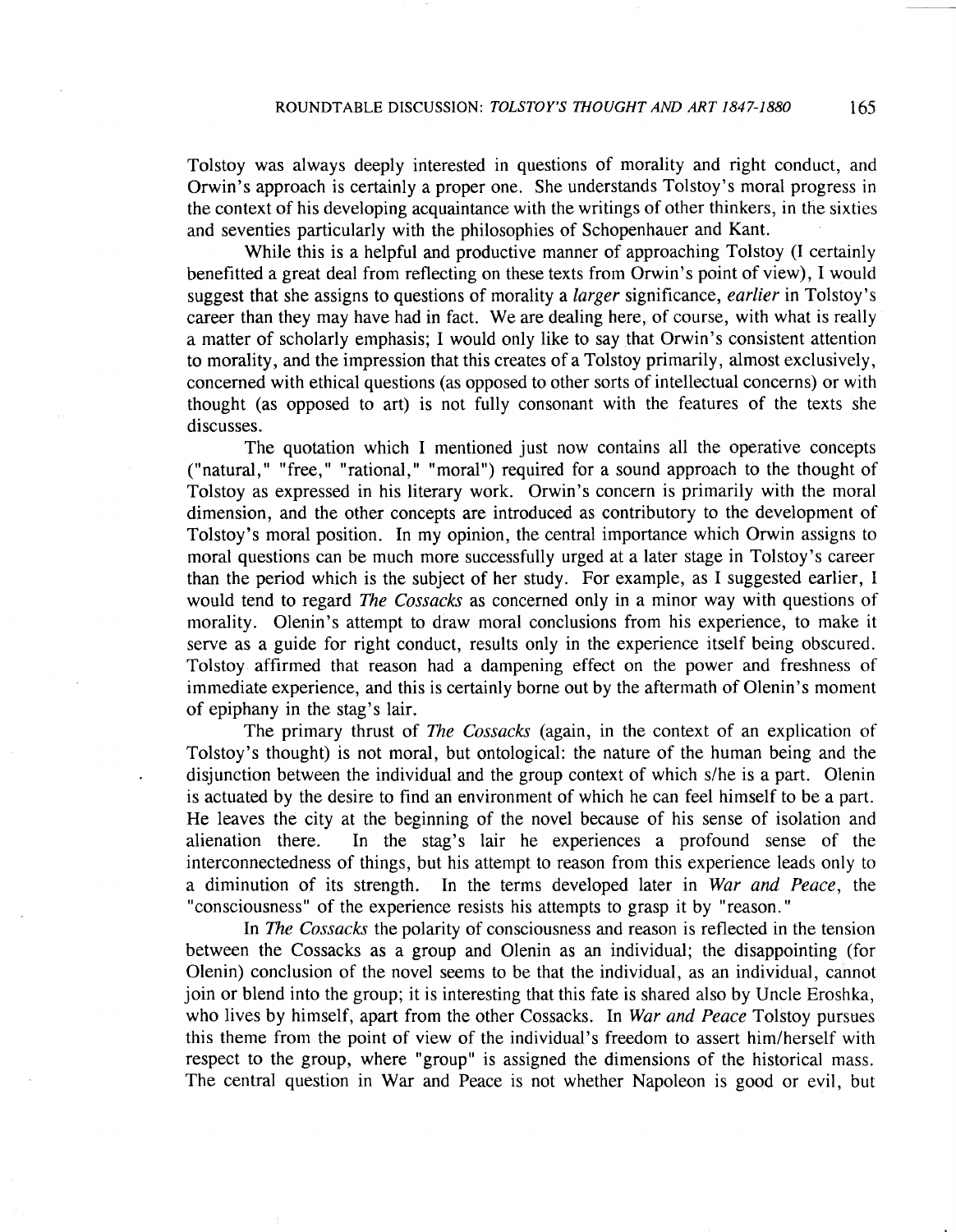Tolstoy was always deeply interested in questions of morality and right conduct, and Orwin's approach is certainly a proper one. She understands Tolstoy's moral progress in the context of his developing acquaintance with the writings of other thinkers, in the sixties and seventies particularly with the philosophies of Schopenhauer and Kant.

While this is a helpful and productive manner of approaching Tolstoy (I certainly benefitted a great deal from reflecting on these texts from Orwin's point of view), I would suggest that she assigns to questions of morality a *larger* significance, *earlier* in Tolstoy's career than they may have had in fact. We are dealing here, of course, with what is really a matter of scholarly emphasis; I would only like to say that Orwin's consistent attention to morality, and the impression that this creates of a Tolstoy primarily, almost exclusively, concerned with ethical questions (as opposed to other sorts of intellectual concerns) or with thought (as opposed to art) is not fully consonant with the features of the texts she discusses.

The quotation which I mentioned just now contains all the operative concepts ("natural," "free," "rational," "moral") required for a sound approach to the thought of Tolstoy as expressed in his literary work. Orwin's concern is primarily with the moral dimension, and the other concepts are introduced as contributory to the development of Tolstoy's moral position. In my opinion, the central importance which Orwin assigns to moral questions can be much more successfully urged at a later stage in Tolstoy's career than the period which is the subject of her study. For example, as I suggested earlier, I would tend to regard *The Cossacks* as concerned only in a minor way with questions of morality. Olenin's attempt to draw moral conclusions from his experience, to make it serve as a guide for right conduct, results only in the experience itself being obscured. Tolstoy affirmed that reason had a dampening effect on the power and freshness of immediate experience, and this is certainly borne out by the aftermath of Olenin's moment of epiphany in the stag's lair.

The primary thrust of *The Cossacks* (again, in the context of an explication of Tolstoy's thought) is not moral, but ontological: the nature of the human being and the disjunction between the individual and the group context of which s/he is a part. Olenin is actuated by the desire to find an environment of which he can feel himself to be a part. He leaves the city at the beginning of the novel because of his sense of isolation and alienation there. In the stag's lair he experiences a profound sense of the interconnectedness of things, but his attempt to reason from this experience leads only to a diminution of its strength. In the terms developed later in *War and Peace*, the "consciousness" of the experience resists his attempts to grasp it by "reason."

In *The Cossacks* the polarity of consciousness and reason is reflected in the tension between the Cossacks as a group and Olenin as an individual; the disappointing (for Olenin) conclusion of the novel seems to be that the individual, as an individual, cannot join or blend into the group; it is interesting that this fate is shared also by Uncle Eroshka, who lives by himself, apart from the other Cossacks. In *War and Peace* Tolstoy pursues this theme from the point of view of the individual's freedom to assert him/herself with respect to the group, where "group" is assigned the dimensions of the historical mass. The central question in War and Peace is not whether Napoleon is good or evil, but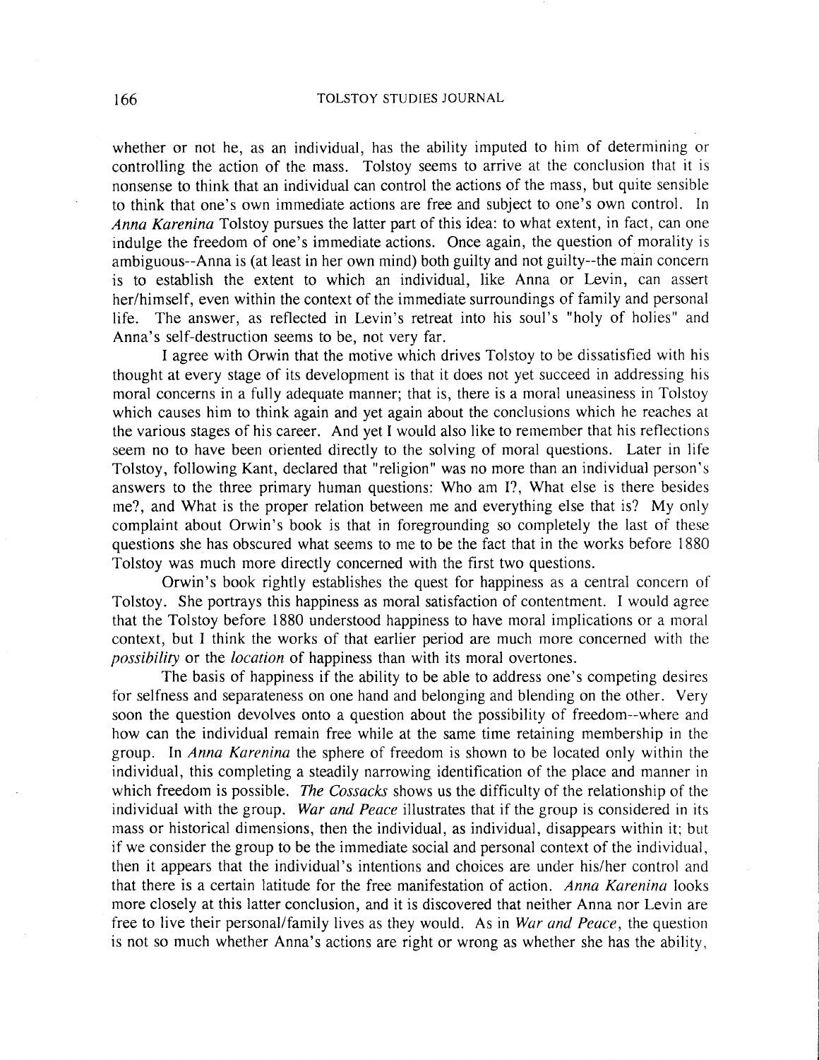whether or not he, as an individual, has the ability imputed to him of determining or controlling the action of the mass. Tolstoy seems to arrive at the conclusion that it is nonsense to think that an individual can control the actions of the mass, but quite sensible to think that one's own immediate actions are free and subject to one's own control. In *Anna Karenina* Tolstoy pursues the latter part of this idea: to what extent, in fact, can one indulge the freedom of one's immediate actions. Once again, the question of morality is ambiguous--Anna is (at least in her own mind) both guilty and not guilty--the main concern is to establish the extent to which an individual, like Anna or Levin, can assert her/himself, even within the context of the immediate surroundings of family and personal life. The answer, as reflected in Levin's retreat into his soul's "holy of holies" and Anna's self-destruction seems to be, not very far.

I agree with Orwin that the motive which drives Tolstoy to be dissatisfied with his thought at every stage of its development is that it does not yet succeed in addressing his moral concerns in a fully adequate manner; that is, there is a moral uneasiness in Tolstoy which causes him to think again and yet again about the conclusions which he reaches at the various stages of his career. And yet I would also like to remember that his reflections seem no to have been oriented directly to the solving of moral questions. Later in life Tolstoy, following Kant, declared that "religion" was no more than an individual person's answers to the three primary human questions: Who am I?, What else is there besides me?, and What is the proper relation between me and everything else that is? My only complaint about Orwin's book is that in foregrounding so completely the last of these questions she has obscured what seems to me to be the fact that in the works before 1880 Tolstoy was much more directly concerned with the first two questions.

Orwin's book rightly establishes the quest for happiness as a central concern of Tolstoy. She portrays this happiness as moral satisfaction of contentment. I would agree that the Tolstoy before 1880 understood happiness to have moral implications or a moral context, but I think the works of that earlier period are much more concerned with the *possibility* or the *location* of happiness than with its moral overtones.

The basis of happiness if the ability to be able to address one's competing desires for selfness and separateness on one hand and belonging and blending on the other. Very soon the question devolves onto a question about the possibility of freedom--where and how can the individual remain free while at the same time retaining membership in the group. In *Anna Karenina* the sphere of freedom is shown to be located only within the individual, this completing a steadily narrowing identification of the place and manner in which freedom is possible. *The Cossacks* shows us the difficulty of the relationship of the individual with the group. *War and Peace* illustrates that if the group is considered in its mass or historical dimensions, then the individual, as individual, disappears within it; but if we consider the group to be the immediate social and personal context of the individual, then it appears that the individual's intentions and choices are under his/her control and that there is a certain latitude for the free manifestation of action. *Anna Karenina* looks more closely at this latter conclusion, and it is discovered that neither Anna nor Levin are free to live their personal/family lives as they would. As in *War and Peace*, the question is not so much whether Anna's actions are right or wrong as whether she has the ability,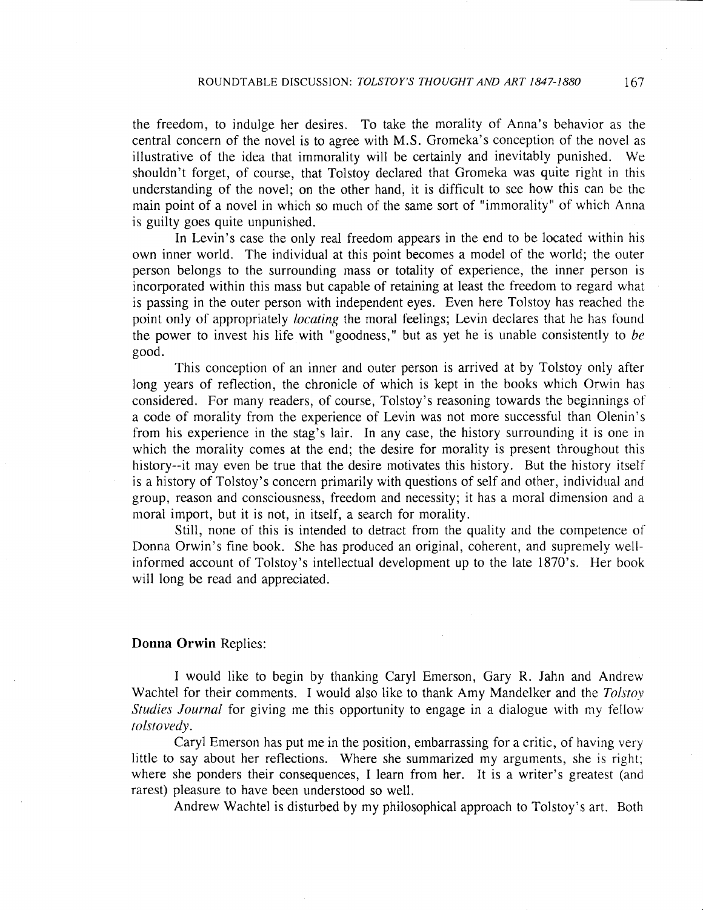the freedom, to indulge her desires. To take the morality of Anna's behavior as the central concern of the novel is to agree with M.S. Gromeka's conception of the novel as illustrative of the idea that immorality will be certainly and inevitably punished. We shouldn't forget, of course, that Tolstoy declared that Gromeka was quite right in this understanding of the novel; on the other hand, it is difficult to see how this can be the main point of a novel in which so much of the same sort of "immorality" of which Anna is guilty goes quite unpunished.

In Levin's case the only real freedom appears in the end to be located within his own inner world. The individual at this point becomes a model of the world; the outer person belongs to the surrounding mass or totality of experience, the inner person is incorporated within this mass but capable of retaining at least the freedom to regard what is passing in the outer person with independent eyes. Even here Tolstoy has reached the point only of appropriately *locating* the moral feelings; Levin declares that he has found the power to invest his life with "goodness," but as yet he is unable consistently to *be* good.

This conception of an inner and outer person is arrived at by Tolstoy only after long years of reflection, the chronicle of which is kept in the books which Orwin has considered. For many readers, of course, Tolstoy's reasoning towards the beginnings of a code of morality from the experience of Levin was not more successful than Olenin's from his experience in the stag's lair. In any case, the history surrounding it is one in which the morality comes at the end; the desire for morality is present throughout this history--it may even be true that the desire motivates this history. But the history itself is a history of Tolstoy's concern primarily with questions of self and other, individual and group, reason and consciousness, freedom and necessity; it has a moral dimension and a moral import, but it is not, in itself, a search for morality.

Still, none of this is intended to detract from the quality and the competence of Donna Orwin's fine book. She has produced an original, coherent, and supremely well-informed account of Tolstoy's intellectual development up to the late 1870's. Her book will long be read and appreciated.

**Donna Orwin** Replies:

I would like to begin by thanking Caryl Emerson, Gary R. Jahn and Andrew Wachtel for their comments. I would also like to thank Amy Mandelker and the *Tolstoy Studies Journal* for giving me this opportunity to engage in a dialogue with my fellow *tolstovedy*.

Caryl Emerson has put me in the position, embarrassing for a critic, of having very little to say about her reflections. Where she summarized my arguments, she is right; where she ponders their consequences, I learn from her. It is a writer's greatest (and rarest) pleasure to have been understood so well.

Andrew Wachtel is disturbed by my philosophical approach to Tolstoy's art. Both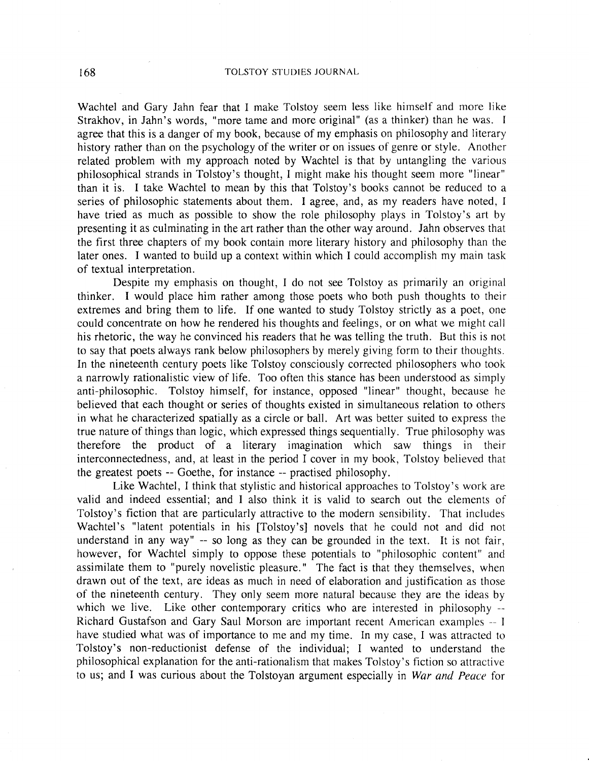Wachtel and Gary Jahn fear that I make Tolstoy seem less like himself and more like Strakhov, in Jahn's words, "more tame and more original" (as a thinker) than he was. I agree that this is a danger of my book, because of my emphasis on philosophy and literary history rather than on the psychology of the writer or on issues of genre or style. Another related problem with my approach noted by Wachtel is that by untangling the various philosophical strands in Tolstoy's thought, I might make his thought seem more "linear" than it is. I take Wachtel to mean by this that Tolstoy's books cannot be reduced to a series of philosophic statements about them. I agree, and, as my readers have noted, I have tried as much as possible to show the role philosophy plays in Tolstoy's art by presenting it as culminating in the art rather than the other way around. Jahn observes that the first three chapters of my book contain more literary history and philosophy than the later ones. I wanted to build up a context within which I could accomplish my main task of textual interpretation.

Despite my emphasis on thought, I do not see Tolstoy as primarily an original thinker. I would place him rather among those poets who both push thoughts to their extremes and bring them to life. If one wanted to study Tolstoy strictly as a poet, one could concentrate on how he rendered his thoughts and feelings, or on what we might call his rhetoric, the way he convinced his readers that he was telling the truth. But this is not to say that poets always rank below philosophers by merely giving form to their thoughts. In the nineteenth century poets like Tolstoy consciously corrected philosophers who took a narrowly rationalistic view of life. Too often this stance has been understood as simply anti-philosophic. Tolstoy himself, for instance, opposed "linear" thought, because he believed that each thought or series of thoughts existed in simultaneous relation to others in what he characterized spatially as a circle or ball. Art was better suited to express the true nature of things than logic, which expressed things sequentially. True philosophy was therefore the product of a literary imagination which saw things in their interconnectedness, and, at least in the period I cover in my book, Tolstoy believed that the greatest poets -- Goethe, for instance -- practised philosophy.

Like Wachtel, I think that stylistic and historical approaches to Tolstoy's work are valid and indeed essential; and I also think it is valid to search out the elements of Tolstoy's fiction that are particularly attractive to the modern sensibility. That includes Wachtel's "latent potentials in his [Tolstoy's] novels that he could not and did not understand in any way" -- so long as they can be grounded in the text. It is not fair, however, for Wachtel simply to oppose these potentials to "philosophic content" and assimilate them to "purely novelistic pleasure." The fact is that they themselves, when drawn out of the text, are ideas as much in need of elaboration and justification as those of the nineteenth century. They only seem more natural because they are the ideas by which we live. Like other contemporary critics who are interested in philosophy -- Richard Gustafson and Gary Saul Morson are important recent American examples -- I have studied what was of importance to me and my time. In my case, I was attracted to Tolstoy's non-reductionist defense of the individual; I wanted to understand the philosophical explanation for the anti-rationalism that makes Tolstoy's fiction so attractive to us; and I was curious about the Tolstoyan argument especially in *War and Peace* for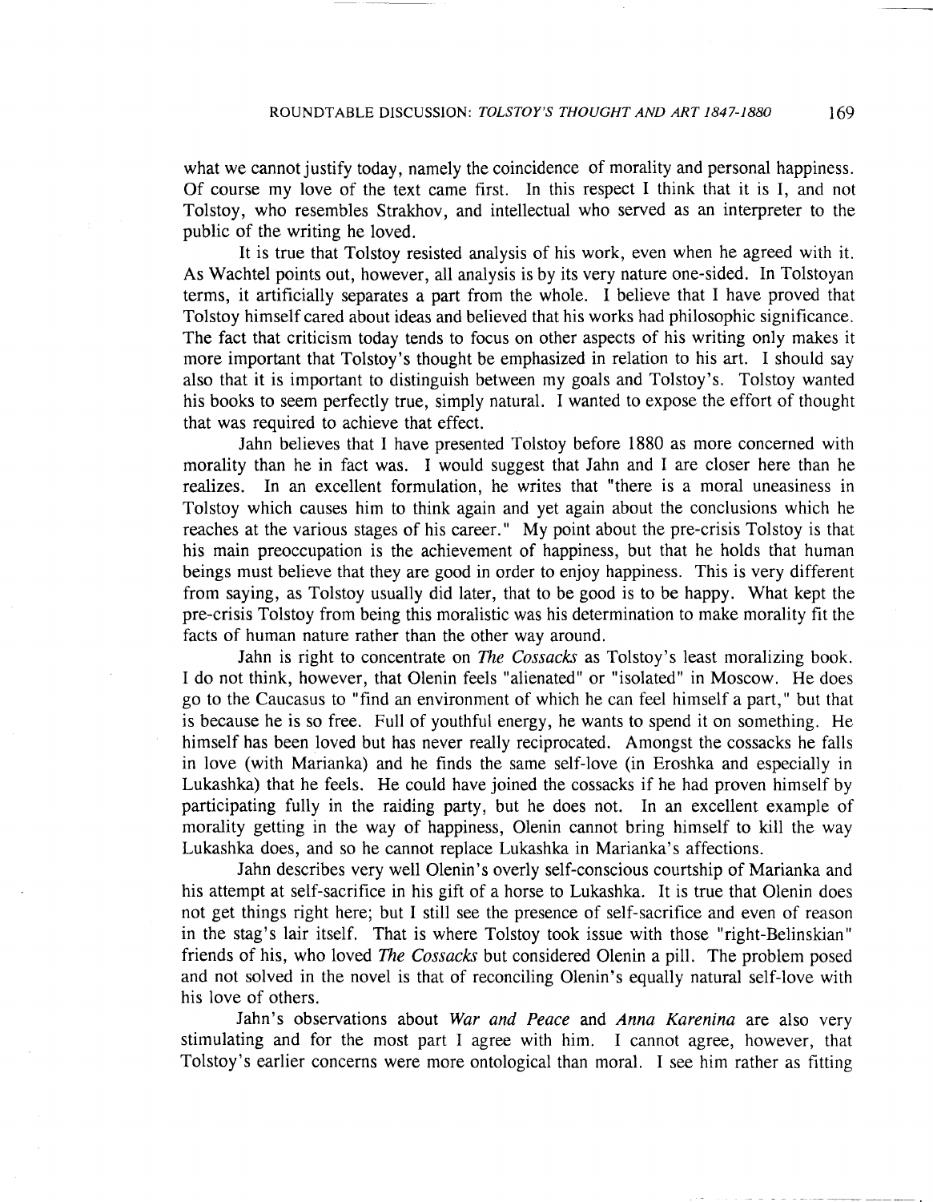what we cannot justify today, namely the coincidence of morality and personal happiness. Of course my love of the text came first. In this respect I think that it is I, and not Tolstoy, who resembles Strakhov, and intellectual who served as an interpreter to the public of the writing he loved.

It is true that Tolstoy resisted analysis of his work, even when he agreed with it. As Wachtel points out, however, all analysis is by its very nature one-sided. In Tolstoyan terms, it artificially separates a part from the whole. I believe that I have proved that Tolstoy himself cared about ideas and believed that his works had philosophic significance. The fact that criticism today tends to focus on other aspects of his writing only makes it more important that Tolstoy's thought be emphasized in relation to his art. I should say also that it is important to distinguish between my goals and Tolstoy's. Tolstoy wanted his books to seem perfectly true, simply natural. I wanted to expose the effort of thought that was required to achieve that effect.

Jahn believes that I have presented Tolstoy before 1880 as more concerned with morality than he in fact was. I would suggest that Jahn and I are closer here than he realizes. In an excellent formulation, he writes that "there is a moral uneasiness in Tolstoy which causes him to think again and yet again about the conclusions which he reaches at the various stages of his career." My point about the pre-crisis Tolstoy is that his main preoccupation is the achievement of happiness, but that he holds that human beings must believe that they are good in order to enjoy happiness. This is very different from saying, as Tolstoy usually did later, that to be good is to be happy. What kept the pre-crisis Tolstoy from being this moralistic was his determination to make morality fit the facts of human nature rather than the other way around.

Jahn is right to concentrate on *The Cossacks* as Tolstoy's least moralizing book. I do not think, however, that Olenin feels "alienated" or "isolated" in Moscow. He does go to the Caucasus to "find an environment of which he can feel himself a part," but that is because he is so free. Full of youthful energy, he wants to spend it on something. He himself has been loved but has never really reciprocated. Amongst the cossacks he falls in love (with Marianka) and he finds the same self-love (in Eroshka and especially in Lukashka) that he feels. He could have joined the cossacks if he had proven himself by participating fully in the raiding party, but he does not. In an excellent example of morality getting in the way of happiness, Olenin cannot bring himself to kill the way Lukashka does, and so he cannot replace Lukashka in Marianka's affections.

Jahn describes very well Olenin's overly self-conscious courtship of Marianka and his attempt at self-sacrifice in his gift of a horse to Lukashka. It is true that Olenin does not get things right here; but I still see the presence of self-sacrifice and even of reason in the stag's lair itself. That is where Tolstoy took issue with those "right-Belinskian" friends of his, who loved *The Cossacks* but considered Olenin a pill. The problem posed and not solved in the novel is that of reconciling Olenin's equally natural self-love with his love of others.

Jahn's observations about *War and Peace* and *Anna Karenina* are also very stimulating and for the most part I agree with him. I cannot agree, however, that Tolstoy's earlier concerns were more ontological than moral. I see him rather as fitting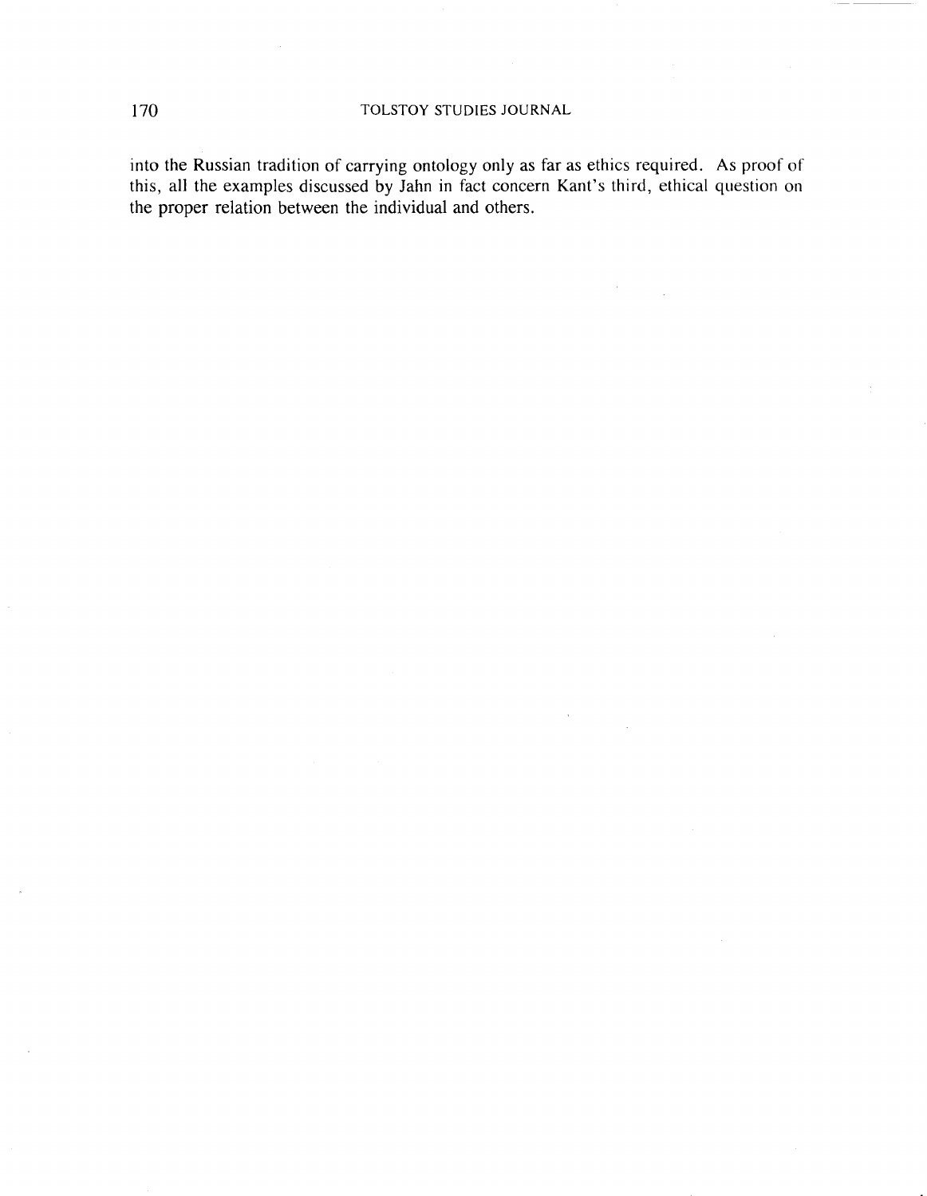into the Russian tradition of carrying ontology only as far as ethics required. As proof of this, all the examples discussed by Jahn in fact concern Kant's third, ethical question on the proper relation between the individual and others.